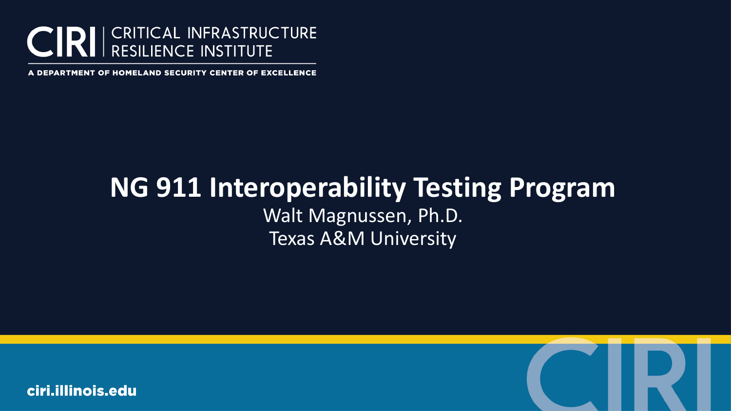CIRI | CRITICAL INFRASTRUCTURE RESILIENCE INSTITUTE

A DEPARTMENT OF HOMELAND SECURITY CENTER OF EXCELLENCE

# NG 911 Interoperability Testing Program

Walt Magnussen, Ph.D.

Texas A&M University

ciri.illinois.edu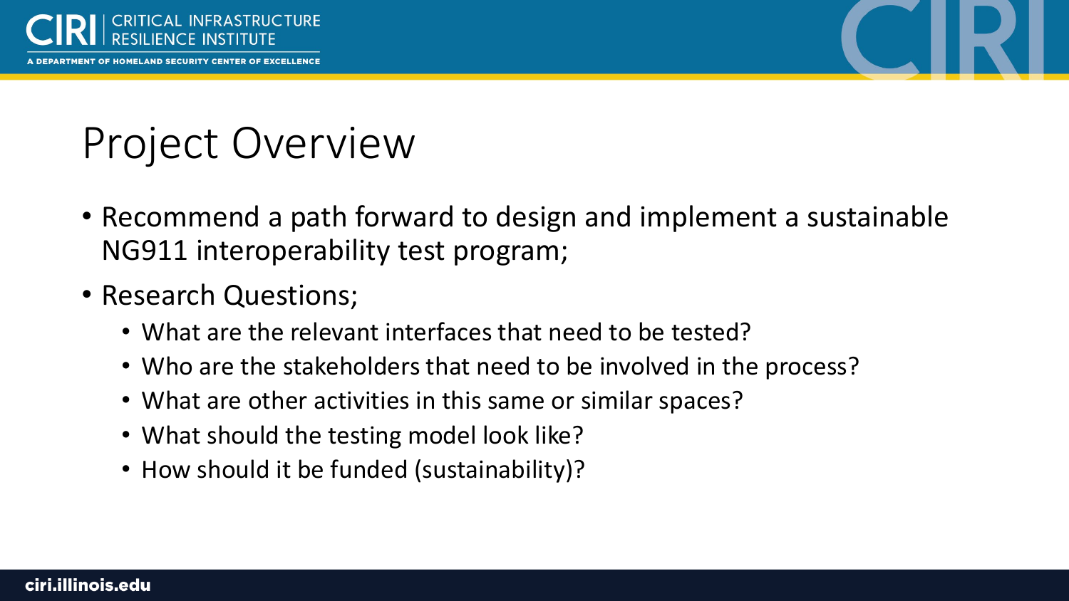# Project Overview

- Recommend a path forward to design and implement a sustainable NG911 interoperability test program;
- Research Questions;
  - What are the relevant interfaces that need to be tested?
  - Who are the stakeholders that need to be involved in the process?
  - What are other activities in this same or similar spaces?
  - What should the testing model look like?
  - How should it be funded (sustainability)?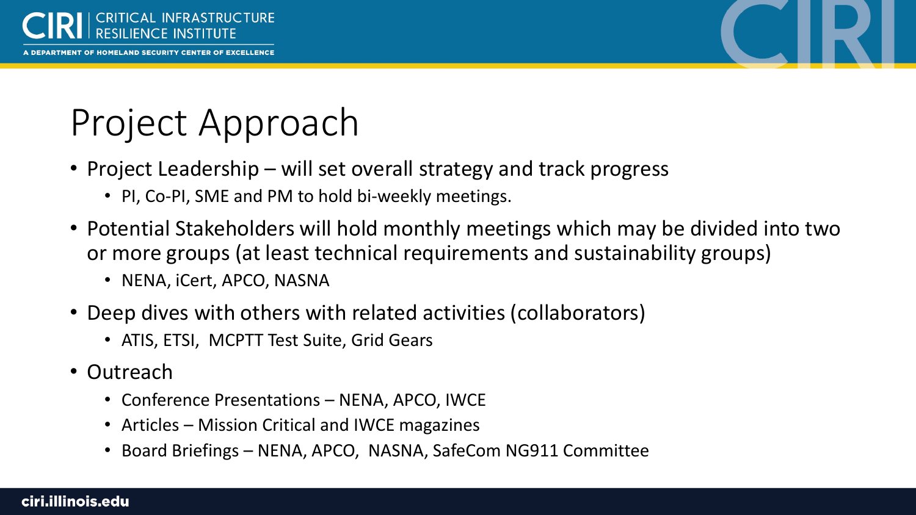# Project Approach

- Project Leadership – will set overall strategy and track progress
  - PI, Co-PI, SME and PM to hold bi-weekly meetings.
- Potential Stakeholders will hold monthly meetings which may be divided into two or more groups (at least technical requirements and sustainability groups)
  - NENA, iCert, APCO, NASNA
- Deep dives with others with related activities (collaborators)
  - ATIS, ETSI, MCPTT Test Suite, Grid Gears
- Outreach
  - Conference Presentations – NENA, APCO, IWCE
  - Articles – Mission Critical and IWCE magazines
  - Board Briefings – NENA, APCO, NASNA, SafeCom NG911 Committee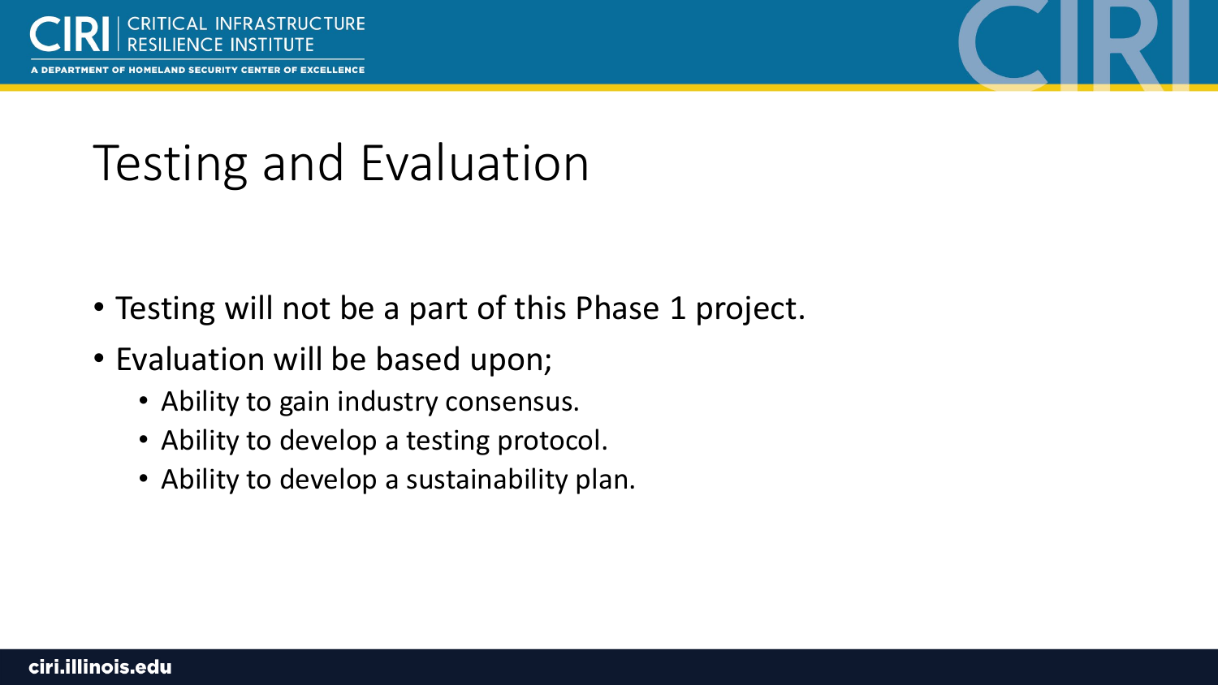# Testing and Evaluation

- Testing will not be a part of this Phase 1 project.
- Evaluation will be based upon;
  - Ability to gain industry consensus.
  - Ability to develop a testing protocol.
  - Ability to develop a sustainability plan.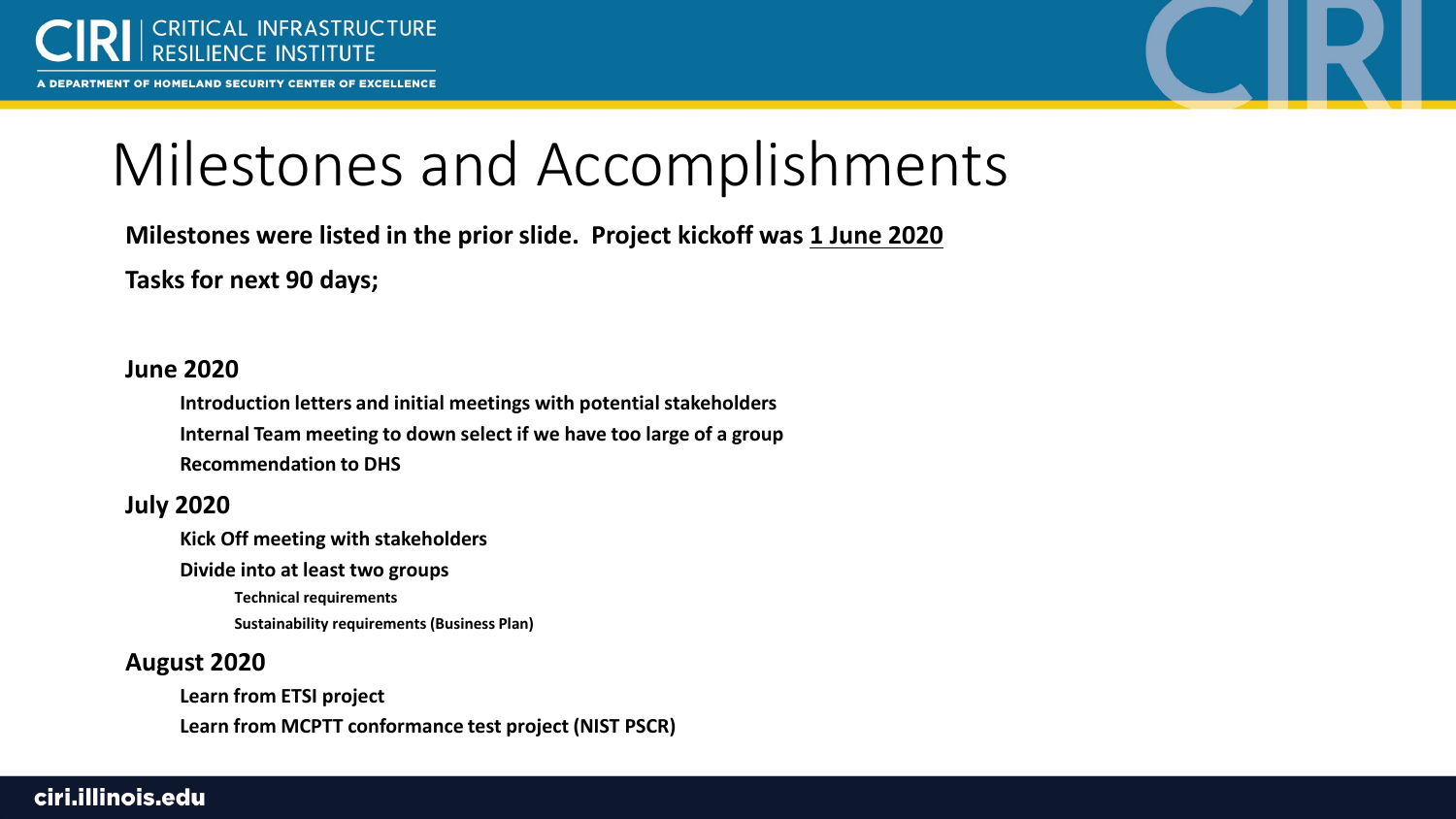# Milestones and Accomplishments

**Milestones were listed in the prior slide. Project kickoff was 1 June 2020**

**Tasks for next 90 days;**

**June 2020**

- **Introduction letters and initial meetings with potential stakeholders**
- **Internal Team meeting to down select if we have too large of a group**
- **Recommendation to DHS**

**July 2020**

- **Kick Off meeting with stakeholders**
- **Divide into at least two groups**
  - **Technical requirements**
  - **Sustainability requirements (Business Plan)**

**August 2020**

- **Learn from ETSI project**
- **Learn from MCPTT conformance test project (NIST PSCR)**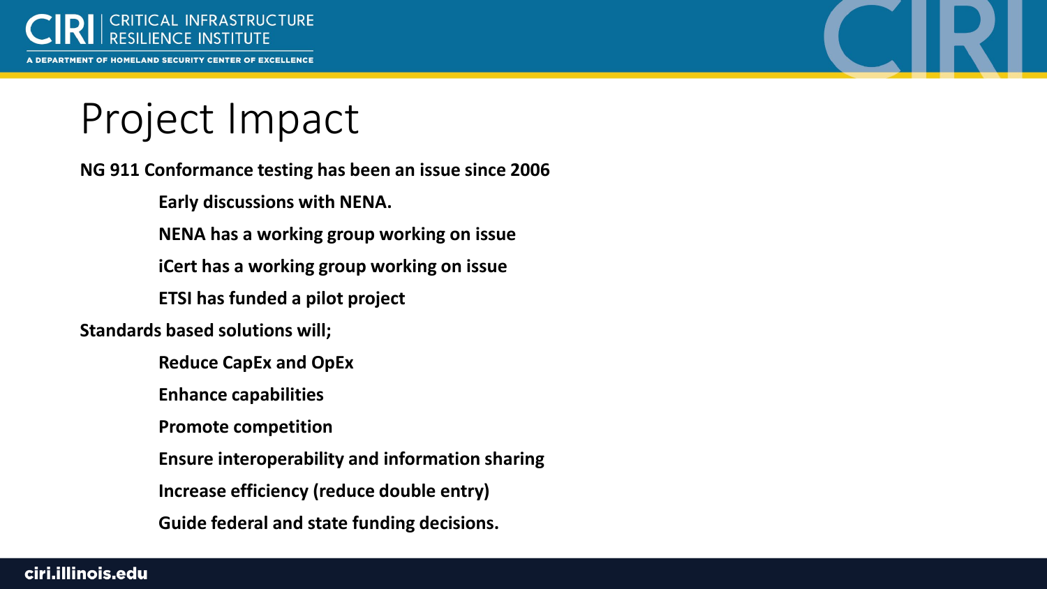# Project Impact

**NG 911 Conformance testing has been an issue since 2006**

- **Early discussions with NENA.**
- **NENA has a working group working on issue**
- **iCert has a working group working on issue**
- **ETSI has funded a pilot project**

**Standards based solutions will;**

- **Reduce CapEx and OpEx**
- **Enhance capabilities**
- **Promote competition**
- **Ensure interoperability and information sharing**
- **Increase efficiency (reduce double entry)**
- **Guide federal and state funding decisions.**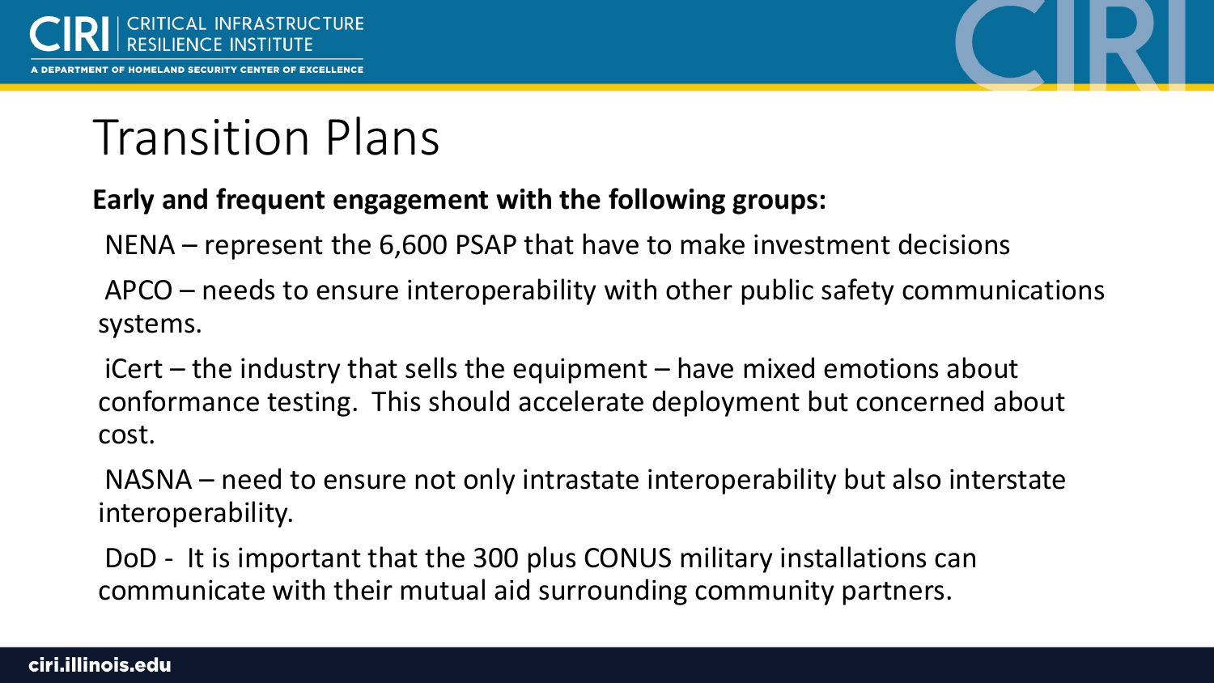# Transition Plans

**Early and frequent engagement with the following groups:**

NENA – represent the 6,600 PSAP that have to make investment decisions

APCO – needs to ensure interoperability with other public safety communications systems.

iCert – the industry that sells the equipment – have mixed emotions about conformance testing. This should accelerate deployment but concerned about cost.

NASNA – need to ensure not only intrastate interoperability but also interstate interoperability.

DoD - It is important that the 300 plus CONUS military installations can communicate with their mutual aid surrounding community partners.